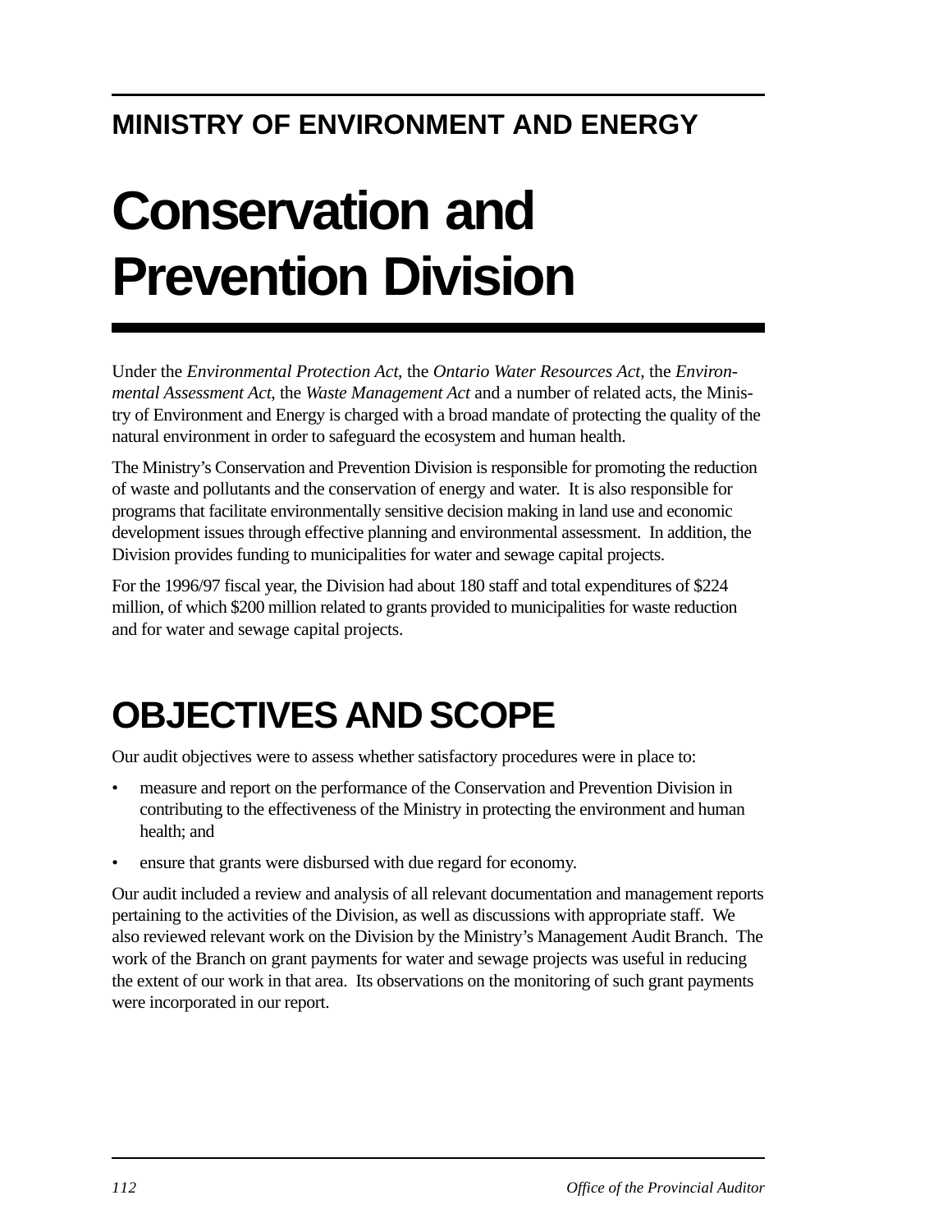## MINISTRY OF ENVIRONMENT AND ENERGY

# Conservation and Prevention Division

Under the *Environmental Protection Act*, the *Ontario Water Resources Act*, the *Environmental Assessment Act*, the *Waste Management Act* and a number of related acts, the Ministry of Environment and Energy is charged with a broad mandate of protecting the quality of the natural environment in order to safeguard the ecosystem and human health.

The Ministry's Conservation and Prevention Division is responsible for promoting the reduction of waste and pollutants and the conservation of energy and water. It is also responsible for programs that facilitate environmentally sensitive decision making in land use and economic development issues through effective planning and environmental assessment. In addition, the Division provides funding to municipalities for water and sewage capital projects.

For the 1996/97 fiscal year, the Division had about 180 staff and total expenditures of $224 million, of which $200 million related to grants provided to municipalities for waste reduction and for water and sewage capital projects.

## OBJECTIVES AND SCOPE

Our audit objectives were to assess whether satisfactory procedures were in place to:

- measure and report on the performance of the Conservation and Prevention Division in contributing to the effectiveness of the Ministry in protecting the environment and human health; and
- ensure that grants were disbursed with due regard for economy.

Our audit included a review and analysis of all relevant documentation and management reports pertaining to the activities of the Division, as well as discussions with appropriate staff. We also reviewed relevant work on the Division by the Ministry's Management Audit Branch. The work of the Branch on grant payments for water and sewage projects was useful in reducing the extent of our work in that area. Its observations on the monitoring of such grant payments were incorporated in our report.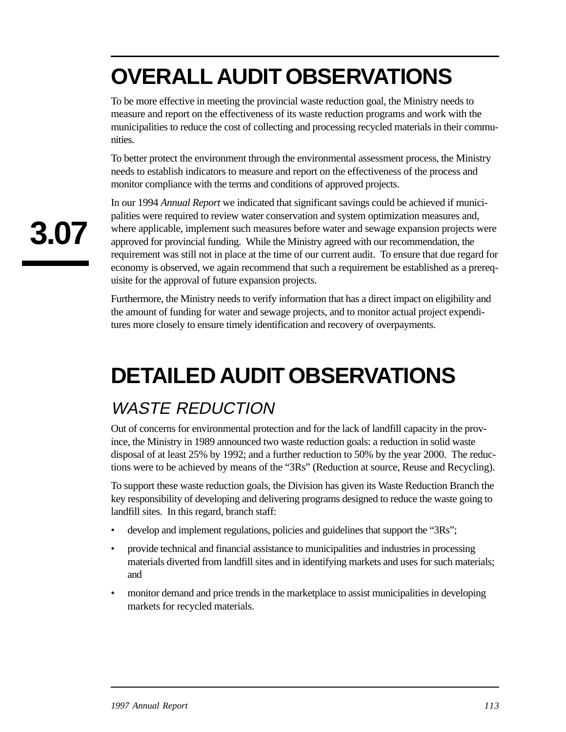# OVERALL AUDIT OBSERVATIONS

To be more effective in meeting the provincial waste reduction goal, the Ministry needs to measure and report on the effectiveness of its waste reduction programs and work with the municipalities to reduce the cost of collecting and processing recycled materials in their communities.

To better protect the environment through the environmental assessment process, the Ministry needs to establish indicators to measure and report on the effectiveness of the process and monitor compliance with the terms and conditions of approved projects.

In our 1994 *Annual Report* we indicated that significant savings could be achieved if municipalities were required to review water conservation and system optimization measures and, where applicable, implement such measures before water and sewage expansion projects were approved for provincial funding. While the Ministry agreed with our recommendation, the requirement was still not in place at the time of our current audit. To ensure that due regard for economy is observed, we again recommend that such a requirement be established as a prerequisite for the approval of future expansion projects.

Furthermore, the Ministry needs to verify information that has a direct impact on eligibility and the amount of funding for water and sewage projects, and to monitor actual project expenditures more closely to ensure timely identification and recovery of overpayments.

# DETAILED AUDIT OBSERVATIONS

## WASTE REDUCTION

Out of concerns for environmental protection and for the lack of landfill capacity in the province, the Ministry in 1989 announced two waste reduction goals: a reduction in solid waste disposal of at least 25% by 1992; and a further reduction to 50% by the year 2000. The reductions were to be achieved by means of the “3Rs” (Reduction at source, Reuse and Recycling).

To support these waste reduction goals, the Division has given its Waste Reduction Branch the key responsibility of developing and delivering programs designed to reduce the waste going to landfill sites. In this regard, branch staff:

- develop and implement regulations, policies and guidelines that support the “3Rs”;
- provide technical and financial assistance to municipalities and industries in processing materials diverted from landfill sites and in identifying markets and uses for such materials; and
- monitor demand and price trends in the marketplace to assist municipalities in developing markets for recycled materials.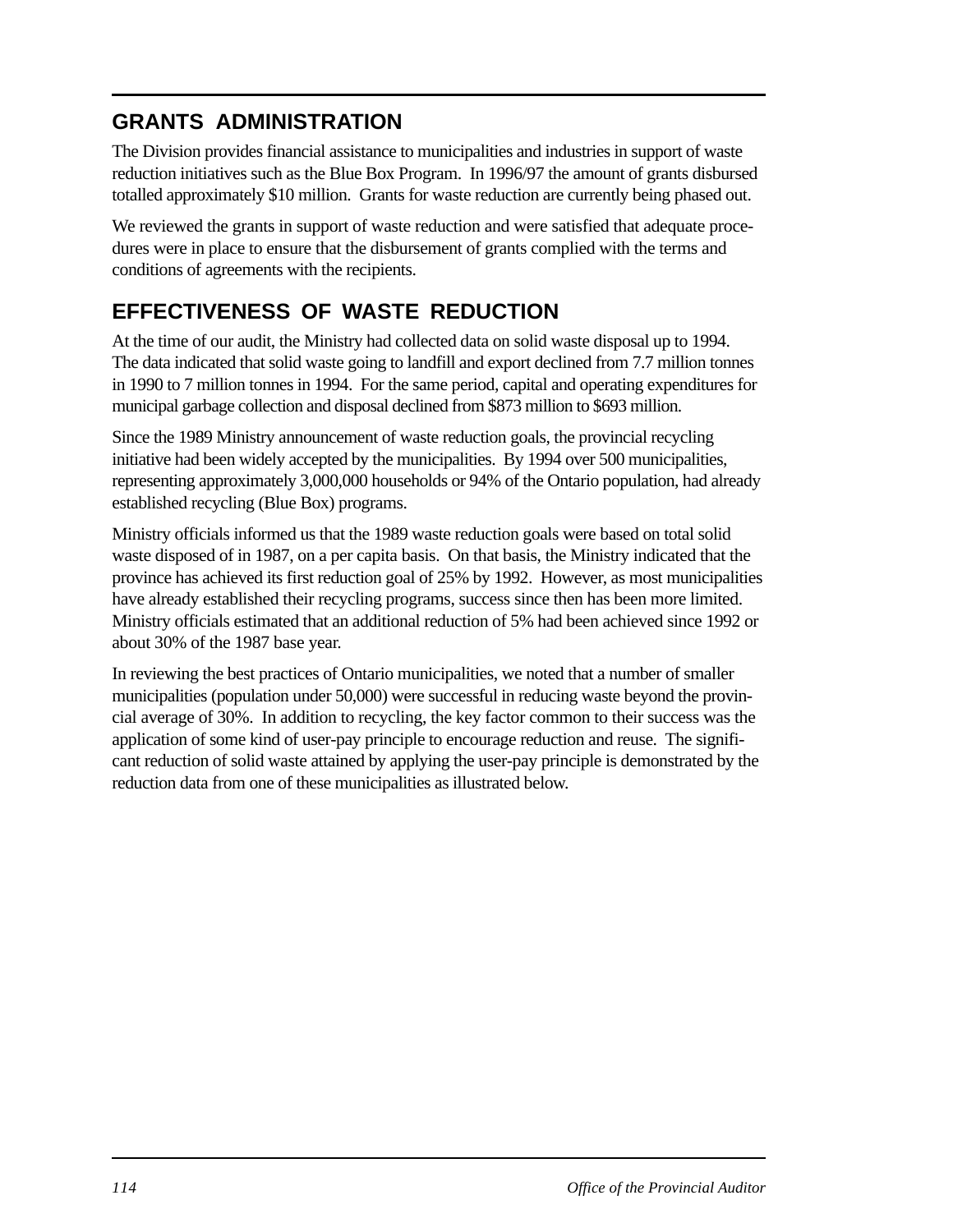## GRANTS ADMINISTRATION

The Division provides financial assistance to municipalities and industries in support of waste reduction initiatives such as the Blue Box Program. In 1996/97 the amount of grants disbursed totalled approximately $10 million. Grants for waste reduction are currently being phased out.

We reviewed the grants in support of waste reduction and were satisfied that adequate procedures were in place to ensure that the disbursement of grants complied with the terms and conditions of agreements with the recipients.

## EFFECTIVENESS OF WASTE REDUCTION

At the time of our audit, the Ministry had collected data on solid waste disposal up to 1994. The data indicated that solid waste going to landfill and export declined from 7.7 million tonnes in 1990 to 7 million tonnes in 1994. For the same period, capital and operating expenditures for municipal garbage collection and disposal declined from $873 million to $693 million.

Since the 1989 Ministry announcement of waste reduction goals, the provincial recycling initiative had been widely accepted by the municipalities. By 1994 over 500 municipalities, representing approximately 3,000,000 households or 94% of the Ontario population, had already established recycling (Blue Box) programs.

Ministry officials informed us that the 1989 waste reduction goals were based on total solid waste disposed of in 1987, on a per capita basis. On that basis, the Ministry indicated that the province has achieved its first reduction goal of 25% by 1992. However, as most municipalities have already established their recycling programs, success since then has been more limited. Ministry officials estimated that an additional reduction of 5% had been achieved since 1992 or about 30% of the 1987 base year.

In reviewing the best practices of Ontario municipalities, we noted that a number of smaller municipalities (population under 50,000) were successful in reducing waste beyond the provincial average of 30%. In addition to recycling, the key factor common to their success was the application of some kind of user-pay principle to encourage reduction and reuse. The significant reduction of solid waste attained by applying the user-pay principle is demonstrated by the reduction data from one of these municipalities as illustrated below.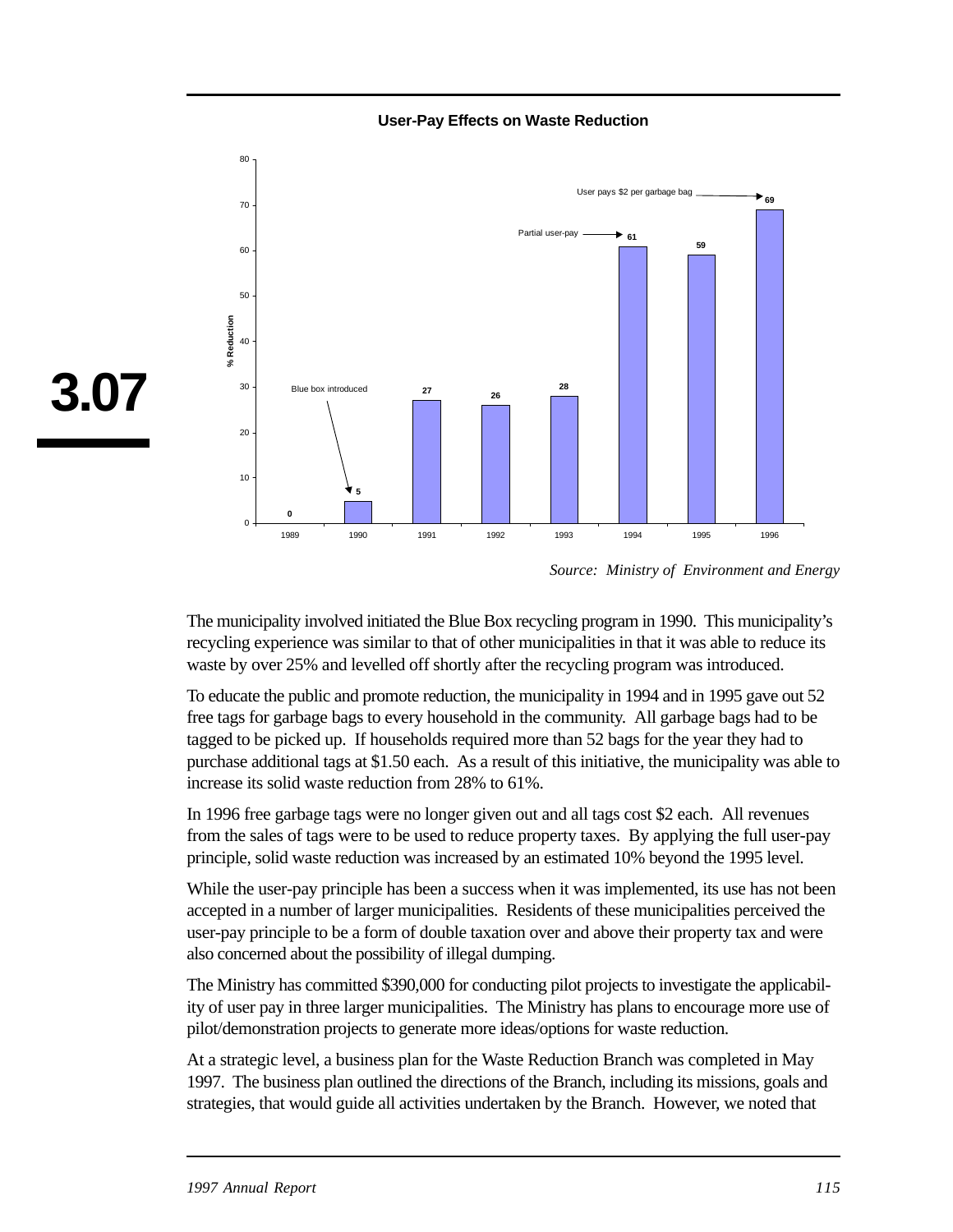**User-Pay Effects on Waste Reduction**

| Year | % Reduction |
|---|---|
| 1989 | 0 |
| 1990 | 5 (Blue box introduced) |
| 1991 | 27 |
| 1992 | 26 |
| 1993 | 28 |
| 1994 | 61 (Partial user-pay) |
| 1995 | 59 |
| 1996 | 69 (User pays $2 per garbage bag) |

*Source: Ministry of Environment and Energy*

The municipality involved initiated the Blue Box recycling program in 1990. This municipality's recycling experience was similar to that of other municipalities in that it was able to reduce its waste by over 25% and levelled off shortly after the recycling program was introduced.

To educate the public and promote reduction, the municipality in 1994 and in 1995 gave out 52 free tags for garbage bags to every household in the community. All garbage bags had to be tagged to be picked up. If households required more than 52 bags for the year they had to purchase additional tags at $1.50 each. As a result of this initiative, the municipality was able to increase its solid waste reduction from 28% to 61%.

In 1996 free garbage tags were no longer given out and all tags cost $2 each. All revenues from the sales of tags were to be used to reduce property taxes. By applying the full user-pay principle, solid waste reduction was increased by an estimated 10% beyond the 1995 level.

While the user-pay principle has been a success when it was implemented, its use has not been accepted in a number of larger municipalities. Residents of these municipalities perceived the user-pay principle to be a form of double taxation over and above their property tax and were also concerned about the possibility of illegal dumping.

The Ministry has committed $390,000 for conducting pilot projects to investigate the applicability of user pay in three larger municipalities. The Ministry has plans to encourage more use of pilot/demonstration projects to generate more ideas/options for waste reduction.

At a strategic level, a business plan for the Waste Reduction Branch was completed in May 1997. The business plan outlined the directions of the Branch, including its missions, goals and strategies, that would guide all activities undertaken by the Branch. However, we noted that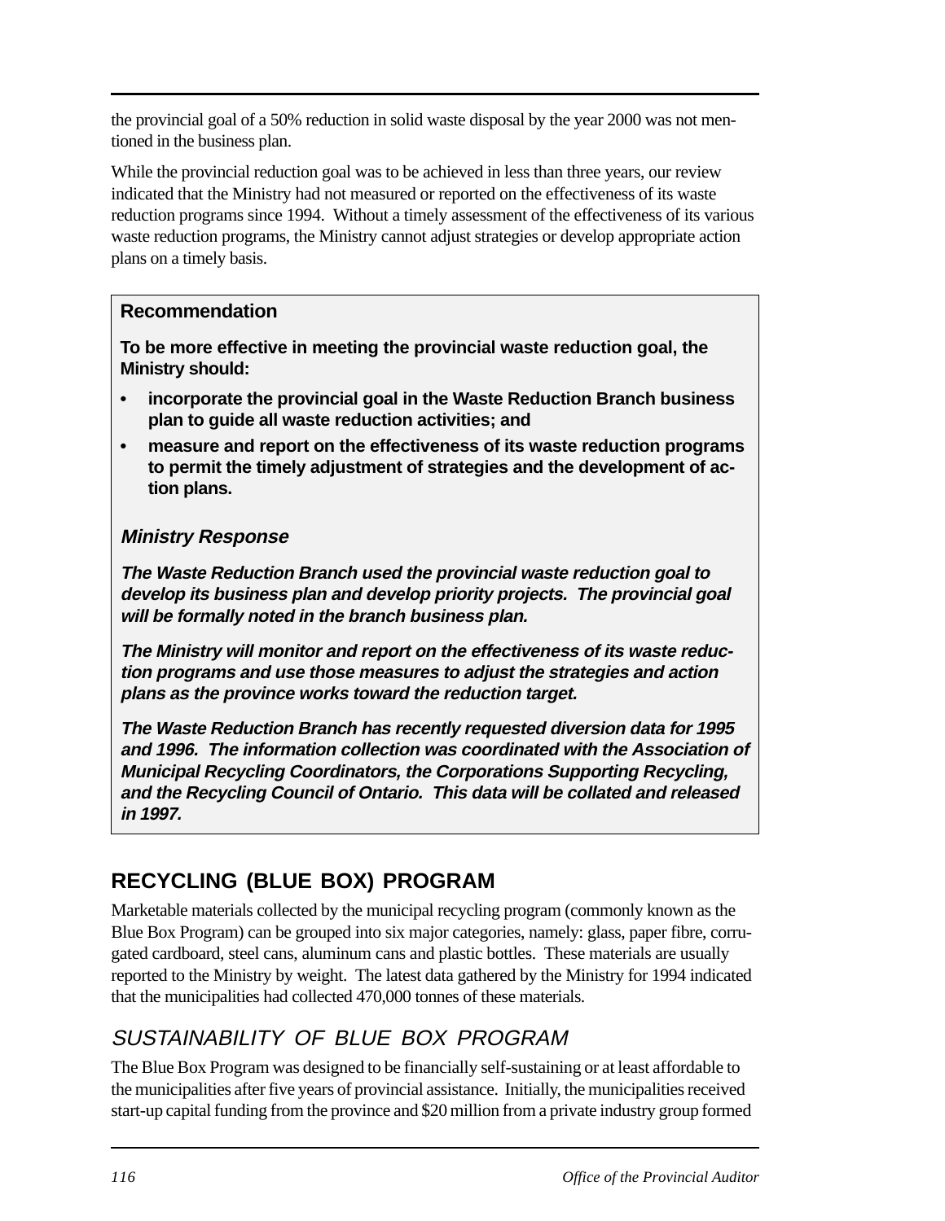the provincial goal of a 50% reduction in solid waste disposal by the year 2000 was not mentioned in the business plan.

While the provincial reduction goal was to be achieved in less than three years, our review indicated that the Ministry had not measured or reported on the effectiveness of its waste reduction programs since 1994. Without a timely assessment of the effectiveness of its various waste reduction programs, the Ministry cannot adjust strategies or develop appropriate action plans on a timely basis.

**Recommendation**

**To be more effective in meeting the provincial waste reduction goal, the Ministry should:**

- **incorporate the provincial goal in the Waste Reduction Branch business plan to guide all waste reduction activities; and**
- **measure and report on the effectiveness of its waste reduction programs to permit the timely adjustment of strategies and the development of action plans.**

***Ministry Response***

***The Waste Reduction Branch used the provincial waste reduction goal to develop its business plan and develop priority projects. The provincial goal will be formally noted in the branch business plan.***

***The Ministry will monitor and report on the effectiveness of its waste reduction programs and use those measures to adjust the strategies and action plans as the province works toward the reduction target.***

***The Waste Reduction Branch has recently requested diversion data for 1995 and 1996. The information collection was coordinated with the Association of Municipal Recycling Coordinators, the Corporations Supporting Recycling, and the Recycling Council of Ontario. This data will be collated and released in 1997.***

## RECYCLING (BLUE BOX) PROGRAM

Marketable materials collected by the municipal recycling program (commonly known as the Blue Box Program) can be grouped into six major categories, namely: glass, paper fibre, corrugated cardboard, steel cans, aluminum cans and plastic bottles. These materials are usually reported to the Ministry by weight. The latest data gathered by the Ministry for 1994 indicated that the municipalities had collected 470,000 tonnes of these materials.

### *SUSTAINABILITY OF BLUE BOX PROGRAM*

The Blue Box Program was designed to be financially self-sustaining or at least affordable to the municipalities after five years of provincial assistance. Initially, the municipalities received start-up capital funding from the province and $20 million from a private industry group formed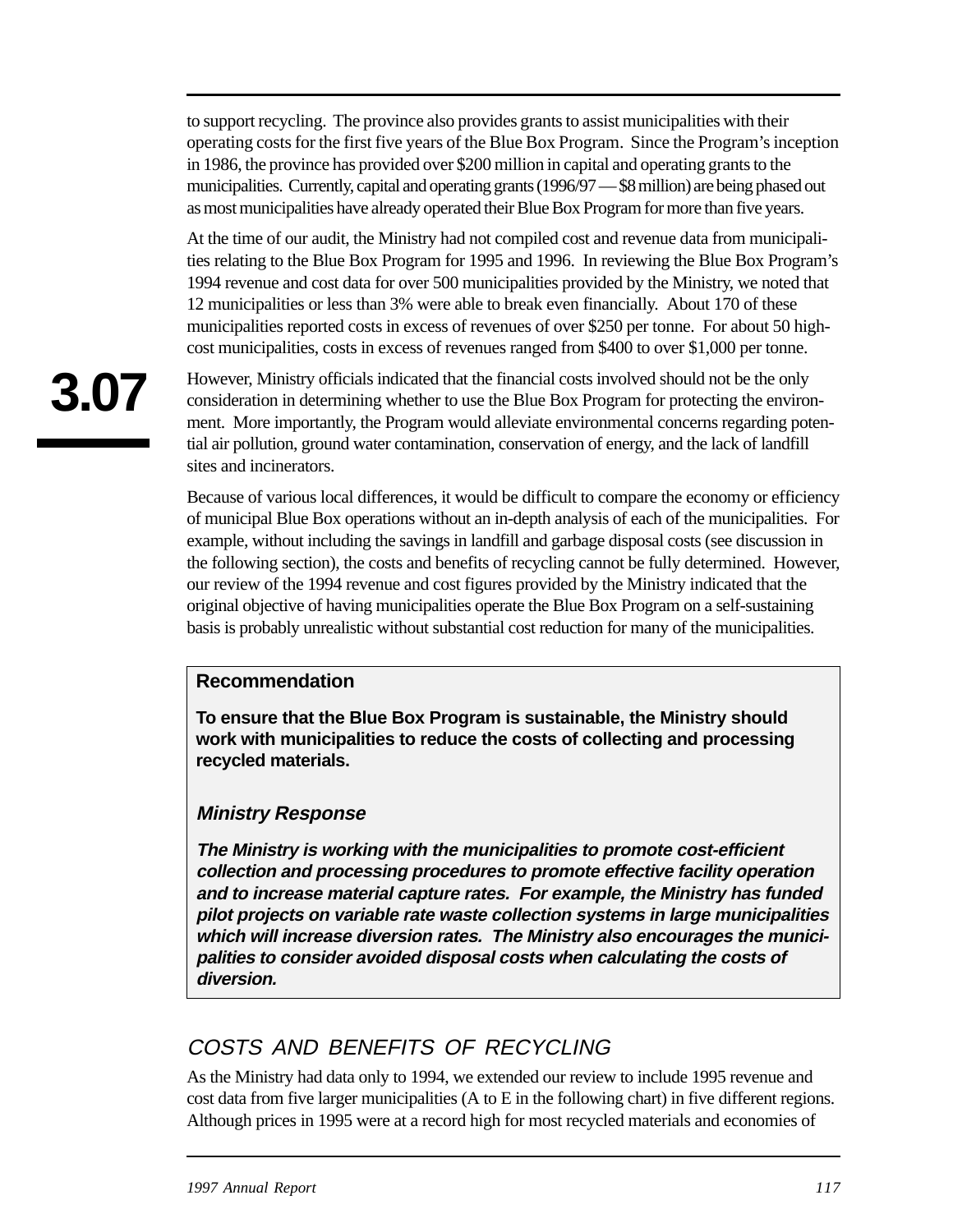to support recycling. The province also provides grants to assist municipalities with their operating costs for the first five years of the Blue Box Program. Since the Program's inception in 1986, the province has provided over $200 million in capital and operating grants to the municipalities. Currently, capital and operating grants (1996/97 — $8 million) are being phased out as most municipalities have already operated their Blue Box Program for more than five years.

At the time of our audit, the Ministry had not compiled cost and revenue data from municipalities relating to the Blue Box Program for 1995 and 1996. In reviewing the Blue Box Program's 1994 revenue and cost data for over 500 municipalities provided by the Ministry, we noted that 12 municipalities or less than 3% were able to break even financially. About 170 of these municipalities reported costs in excess of revenues of over $250 per tonne. For about 50 high-cost municipalities, costs in excess of revenues ranged from $400 to over $1,000 per tonne.

However, Ministry officials indicated that the financial costs involved should not be the only consideration in determining whether to use the Blue Box Program for protecting the environment. More importantly, the Program would alleviate environmental concerns regarding potential air pollution, ground water contamination, conservation of energy, and the lack of landfill sites and incinerators.

Because of various local differences, it would be difficult to compare the economy or efficiency of municipal Blue Box operations without an in-depth analysis of each of the municipalities. For example, without including the savings in landfill and garbage disposal costs (see discussion in the following section), the costs and benefits of recycling cannot be fully determined. However, our review of the 1994 revenue and cost figures provided by the Ministry indicated that the original objective of having municipalities operate the Blue Box Program on a self-sustaining basis is probably unrealistic without substantial cost reduction for many of the municipalities.

**Recommendation**

**To ensure that the Blue Box Program is sustainable, the Ministry should work with municipalities to reduce the costs of collecting and processing recycled materials.**

***Ministry Response***

***The Ministry is working with the municipalities to promote cost-efficient collection and processing procedures to promote effective facility operation and to increase material capture rates. For example, the Ministry has funded pilot projects on variable rate waste collection systems in large municipalities which will increase diversion rates. The Ministry also encourages the municipalities to consider avoided disposal costs when calculating the costs of diversion.***

## *COSTS AND BENEFITS OF RECYCLING*

As the Ministry had data only to 1994, we extended our review to include 1995 revenue and cost data from five larger municipalities (A to E in the following chart) in five different regions. Although prices in 1995 were at a record high for most recycled materials and economies of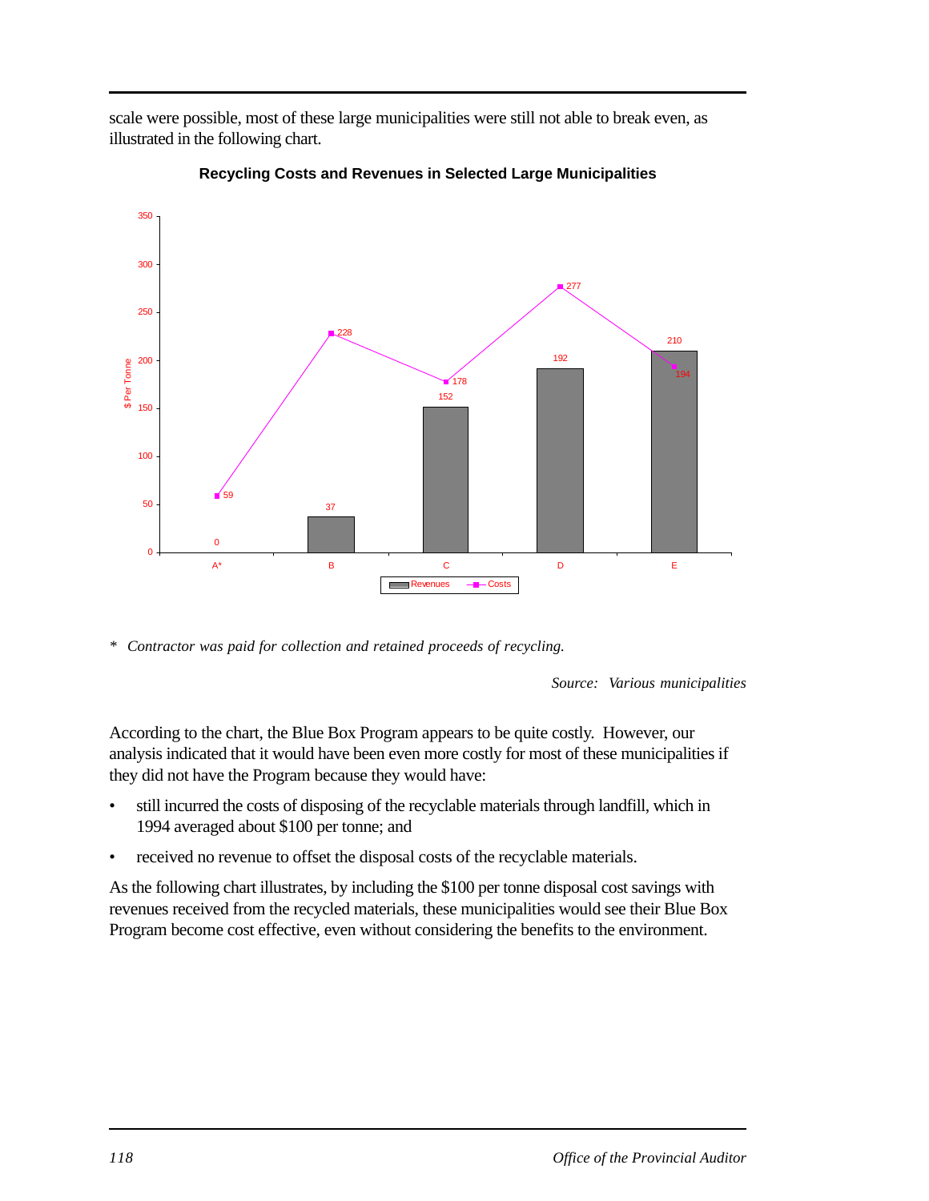scale were possible, most of these large municipalities were still not able to break even, as illustrated in the following chart.

**Recycling Costs and Revenues in Selected Large Municipalities**

| Municipality | Revenues ($ Per Tonne) | Costs ($ Per Tonne) |
|---|---|---|
| A* | 0 | 59 |
| B | 37 | 228 |
| C | 152 | 178 |
| D | 192 | 277 |
| E | 210 | 194 |

\* *Contractor was paid for collection and retained proceeds of recycling.*

*Source: Various municipalities*

According to the chart, the Blue Box Program appears to be quite costly. However, our analysis indicated that it would have been even more costly for most of these municipalities if they did not have the Program because they would have:

- still incurred the costs of disposing of the recyclable materials through landfill, which in 1994 averaged about $100 per tonne; and
- received no revenue to offset the disposal costs of the recyclable materials.

As the following chart illustrates, by including the $100 per tonne disposal cost savings with revenues received from the recycled materials, these municipalities would see their Blue Box Program become cost effective, even without considering the benefits to the environment.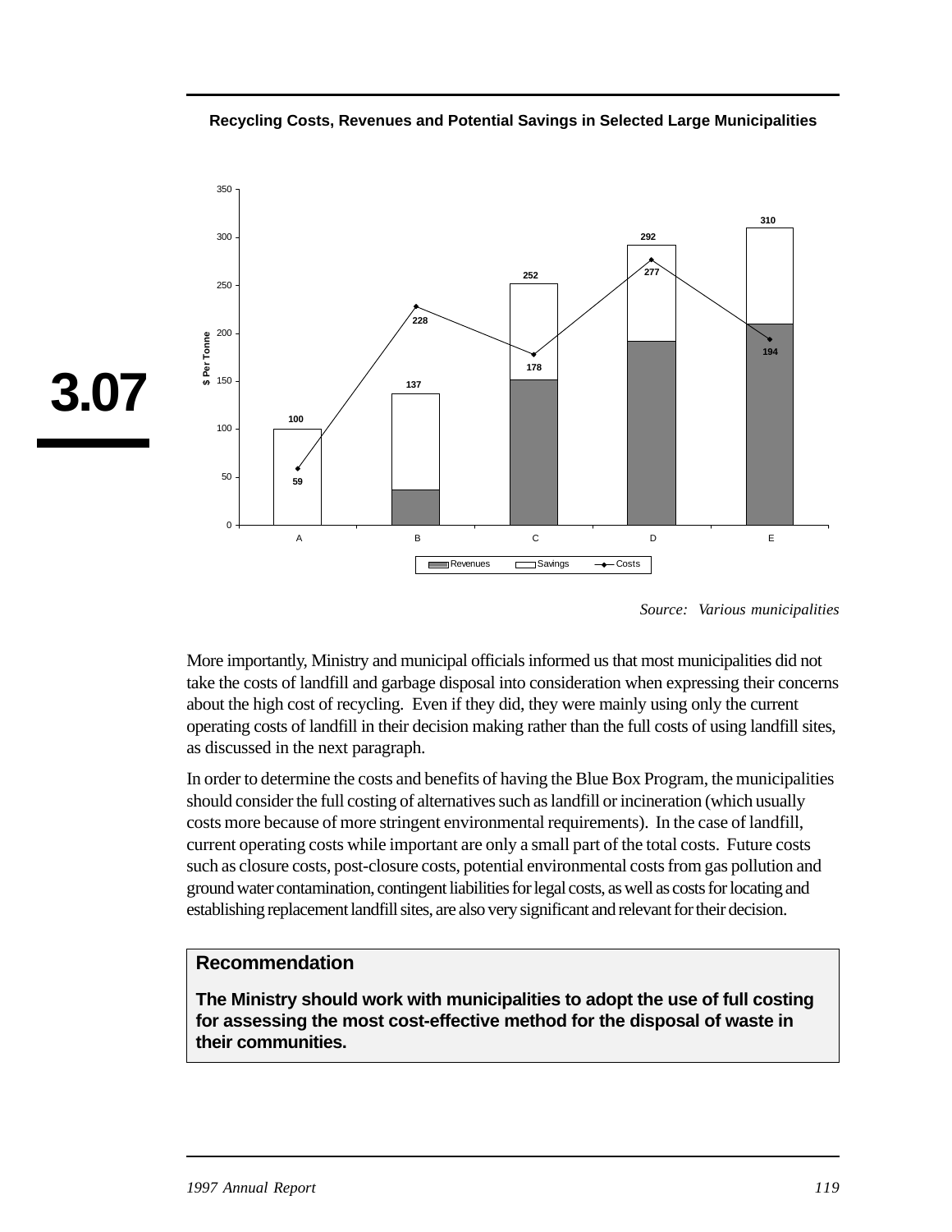**Recycling Costs, Revenues and Potential Savings in Selected Large Municipalities**

| Municipality | Revenues + Savings ($ Per Tonne) | Costs ($ Per Tonne) |
| --- | --- | --- |
| A | 100 | 59 |
| B | 137 | 228 |
| C | 252 | 178 |
| D | 292 | 277 |
| E | 310 | 194 |

*Source: Various municipalities*

More importantly, Ministry and municipal officials informed us that most municipalities did not take the costs of landfill and garbage disposal into consideration when expressing their concerns about the high cost of recycling. Even if they did, they were mainly using only the current operating costs of landfill in their decision making rather than the full costs of using landfill sites, as discussed in the next paragraph.

In order to determine the costs and benefits of having the Blue Box Program, the municipalities should consider the full costing of alternatives such as landfill or incineration (which usually costs more because of more stringent environmental requirements). In the case of landfill, current operating costs while important are only a small part of the total costs. Future costs such as closure costs, post-closure costs, potential environmental costs from gas pollution and ground water contamination, contingent liabilities for legal costs, as well as costs for locating and establishing replacement landfill sites, are also very significant and relevant for their decision.

## Recommendation

**The Ministry should work with municipalities to adopt the use of full costing for assessing the most cost-effective method for the disposal of waste in their communities.**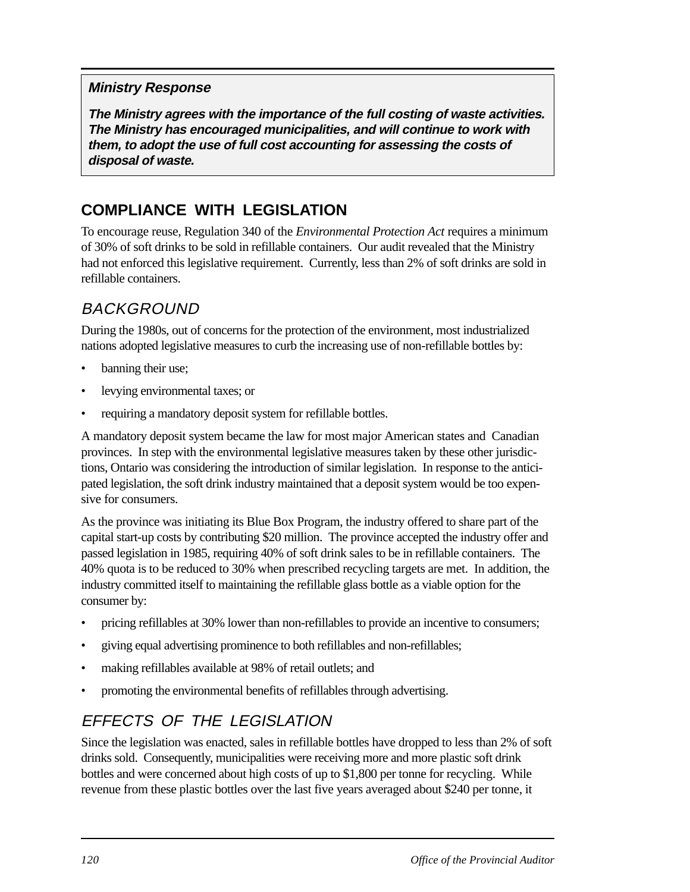**_Ministry Response_**

**_The Ministry agrees with the importance of the full costing of waste activities. The Ministry has encouraged municipalities, and will continue to work with them, to adopt the use of full cost accounting for assessing the costs of disposal of waste._**

## COMPLIANCE WITH LEGISLATION

To encourage reuse, Regulation 340 of the *Environmental Protection Act* requires a minimum of 30% of soft drinks to be sold in refillable containers. Our audit revealed that the Ministry had not enforced this legislative requirement. Currently, less than 2% of soft drinks are sold in refillable containers.

### *BACKGROUND*

During the 1980s, out of concerns for the protection of the environment, most industrialized nations adopted legislative measures to curb the increasing use of non-refillable bottles by:

- banning their use;
- levying environmental taxes; or
- requiring a mandatory deposit system for refillable bottles.

A mandatory deposit system became the law for most major American states and Canadian provinces. In step with the environmental legislative measures taken by these other jurisdictions, Ontario was considering the introduction of similar legislation. In response to the anticipated legislation, the soft drink industry maintained that a deposit system would be too expensive for consumers.

As the province was initiating its Blue Box Program, the industry offered to share part of the capital start-up costs by contributing $20 million. The province accepted the industry offer and passed legislation in 1985, requiring 40% of soft drink sales to be in refillable containers. The 40% quota is to be reduced to 30% when prescribed recycling targets are met. In addition, the industry committed itself to maintaining the refillable glass bottle as a viable option for the consumer by:

- pricing refillables at 30% lower than non-refillables to provide an incentive to consumers;
- giving equal advertising prominence to both refillables and non-refillables;
- making refillables available at 98% of retail outlets; and
- promoting the environmental benefits of refillables through advertising.

### *EFFECTS OF THE LEGISLATION*

Since the legislation was enacted, sales in refillable bottles have dropped to less than 2% of soft drinks sold. Consequently, municipalities were receiving more and more plastic soft drink bottles and were concerned about high costs of up to $1,800 per tonne for recycling. While revenue from these plastic bottles over the last five years averaged about $240 per tonne, it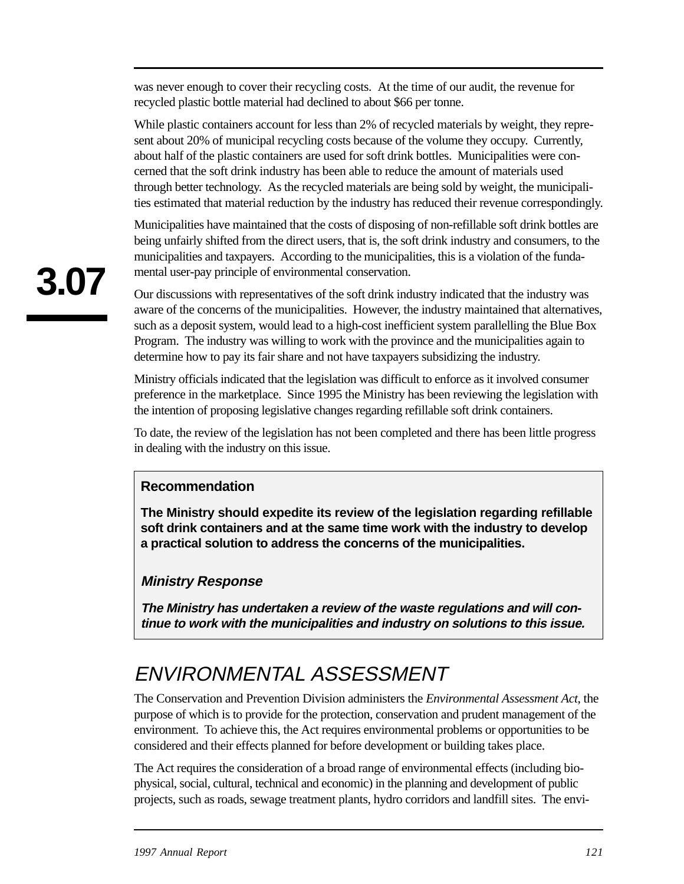was never enough to cover their recycling costs. At the time of our audit, the revenue for recycled plastic bottle material had declined to about $66 per tonne.

While plastic containers account for less than 2% of recycled materials by weight, they represent about 20% of municipal recycling costs because of the volume they occupy. Currently, about half of the plastic containers are used for soft drink bottles. Municipalities were concerned that the soft drink industry has been able to reduce the amount of materials used through better technology. As the recycled materials are being sold by weight, the municipalities estimated that material reduction by the industry has reduced their revenue correspondingly.

Municipalities have maintained that the costs of disposing of non-refillable soft drink bottles are being unfairly shifted from the direct users, that is, the soft drink industry and consumers, to the municipalities and taxpayers. According to the municipalities, this is a violation of the fundamental user-pay principle of environmental conservation.

Our discussions with representatives of the soft drink industry indicated that the industry was aware of the concerns of the municipalities. However, the industry maintained that alternatives, such as a deposit system, would lead to a high-cost inefficient system parallelling the Blue Box Program. The industry was willing to work with the province and the municipalities again to determine how to pay its fair share and not have taxpayers subsidizing the industry.

Ministry officials indicated that the legislation was difficult to enforce as it involved consumer preference in the marketplace. Since 1995 the Ministry has been reviewing the legislation with the intention of proposing legislative changes regarding refillable soft drink containers.

To date, the review of the legislation has not been completed and there has been little progress in dealing with the industry on this issue.

**Recommendation**

**The Ministry should expedite its review of the legislation regarding refillable soft drink containers and at the same time work with the industry to develop a practical solution to address the concerns of the municipalities.**

***Ministry Response***

***The Ministry has undertaken a review of the waste regulations and will continue to work with the municipalities and industry on solutions to this issue.***

## ENVIRONMENTAL ASSESSMENT

The Conservation and Prevention Division administers the *Environmental Assessment Act*, the purpose of which is to provide for the protection, conservation and prudent management of the environment. To achieve this, the Act requires environmental problems or opportunities to be considered and their effects planned for before development or building takes place.

The Act requires the consideration of a broad range of environmental effects (including biophysical, social, cultural, technical and economic) in the planning and development of public projects, such as roads, sewage treatment plants, hydro corridors and landfill sites. The envi-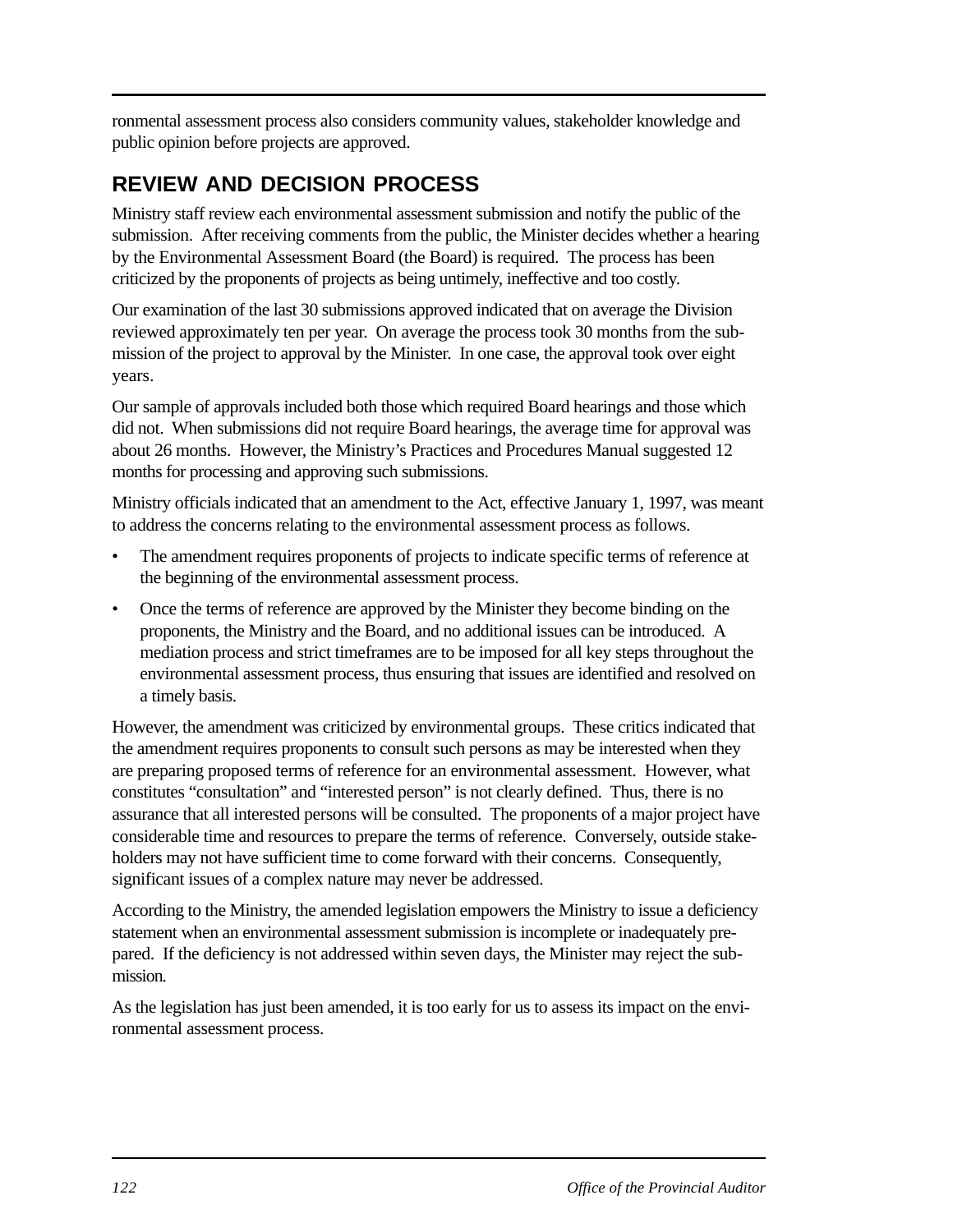ronmental assessment process also considers community values, stakeholder knowledge and public opinion before projects are approved.

## REVIEW AND DECISION PROCESS

Ministry staff review each environmental assessment submission and notify the public of the submission. After receiving comments from the public, the Minister decides whether a hearing by the Environmental Assessment Board (the Board) is required. The process has been criticized by the proponents of projects as being untimely, ineffective and too costly.

Our examination of the last 30 submissions approved indicated that on average the Division reviewed approximately ten per year. On average the process took 30 months from the submission of the project to approval by the Minister. In one case, the approval took over eight years.

Our sample of approvals included both those which required Board hearings and those which did not. When submissions did not require Board hearings, the average time for approval was about 26 months. However, the Ministry's Practices and Procedures Manual suggested 12 months for processing and approving such submissions.

Ministry officials indicated that an amendment to the Act, effective January 1, 1997, was meant to address the concerns relating to the environmental assessment process as follows.

- The amendment requires proponents of projects to indicate specific terms of reference at the beginning of the environmental assessment process.
- Once the terms of reference are approved by the Minister they become binding on the proponents, the Ministry and the Board, and no additional issues can be introduced. A mediation process and strict timeframes are to be imposed for all key steps throughout the environmental assessment process, thus ensuring that issues are identified and resolved on a timely basis.

However, the amendment was criticized by environmental groups. These critics indicated that the amendment requires proponents to consult such persons as may be interested when they are preparing proposed terms of reference for an environmental assessment. However, what constitutes "consultation" and "interested person" is not clearly defined. Thus, there is no assurance that all interested persons will be consulted. The proponents of a major project have considerable time and resources to prepare the terms of reference. Conversely, outside stakeholders may not have sufficient time to come forward with their concerns. Consequently, significant issues of a complex nature may never be addressed.

According to the Ministry, the amended legislation empowers the Ministry to issue a deficiency statement when an environmental assessment submission is incomplete or inadequately prepared. If the deficiency is not addressed within seven days, the Minister may reject the submission.

As the legislation has just been amended, it is too early for us to assess its impact on the environmental assessment process.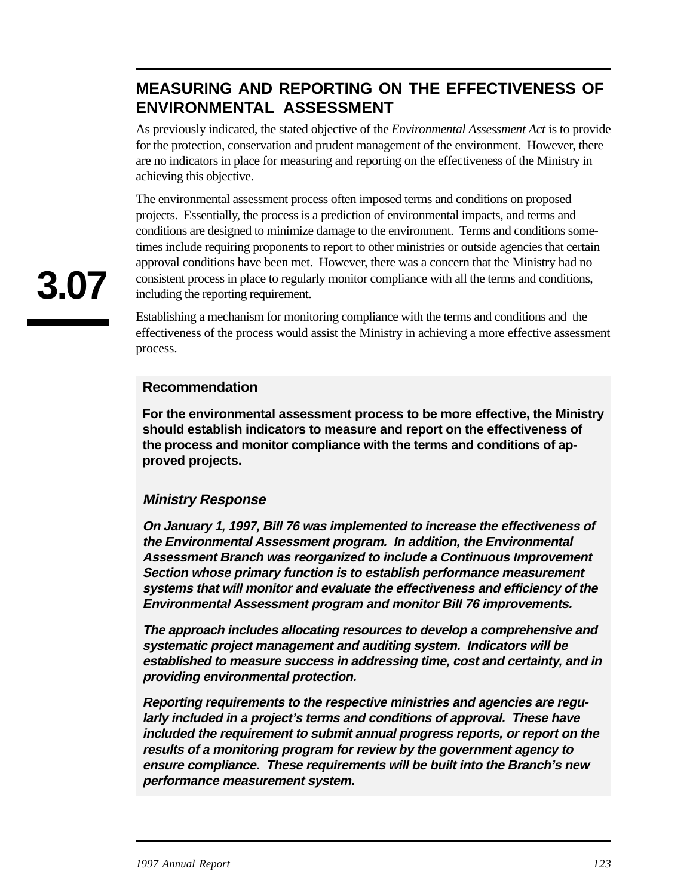## MEASURING AND REPORTING ON THE EFFECTIVENESS OF ENVIRONMENTAL ASSESSMENT

As previously indicated, the stated objective of the *Environmental Assessment Act* is to provide for the protection, conservation and prudent management of the environment. However, there are no indicators in place for measuring and reporting on the effectiveness of the Ministry in achieving this objective.

The environmental assessment process often imposed terms and conditions on proposed projects. Essentially, the process is a prediction of environmental impacts, and terms and conditions are designed to minimize damage to the environment. Terms and conditions sometimes include requiring proponents to report to other ministries or outside agencies that certain approval conditions have been met. However, there was a concern that the Ministry had no consistent process in place to regularly monitor compliance with all the terms and conditions, including the reporting requirement.

Establishing a mechanism for monitoring compliance with the terms and conditions and the effectiveness of the process would assist the Ministry in achieving a more effective assessment process.

### Recommendation

**For the environmental assessment process to be more effective, the Ministry should establish indicators to measure and report on the effectiveness of the process and monitor compliance with the terms and conditions of approved projects.**

### *Ministry Response*

***On January 1, 1997, Bill 76 was implemented to increase the effectiveness of the Environmental Assessment program. In addition, the Environmental Assessment Branch was reorganized to include a Continuous Improvement Section whose primary function is to establish performance measurement systems that will monitor and evaluate the effectiveness and efficiency of the Environmental Assessment program and monitor Bill 76 improvements.***

***The approach includes allocating resources to develop a comprehensive and systematic project management and auditing system. Indicators will be established to measure success in addressing time, cost and certainty, and in providing environmental protection.***

***Reporting requirements to the respective ministries and agencies are regularly included in a project's terms and conditions of approval. These have included the requirement to submit annual progress reports, or report on the results of a monitoring program for review by the government agency to ensure compliance. These requirements will be built into the Branch's new performance measurement system.***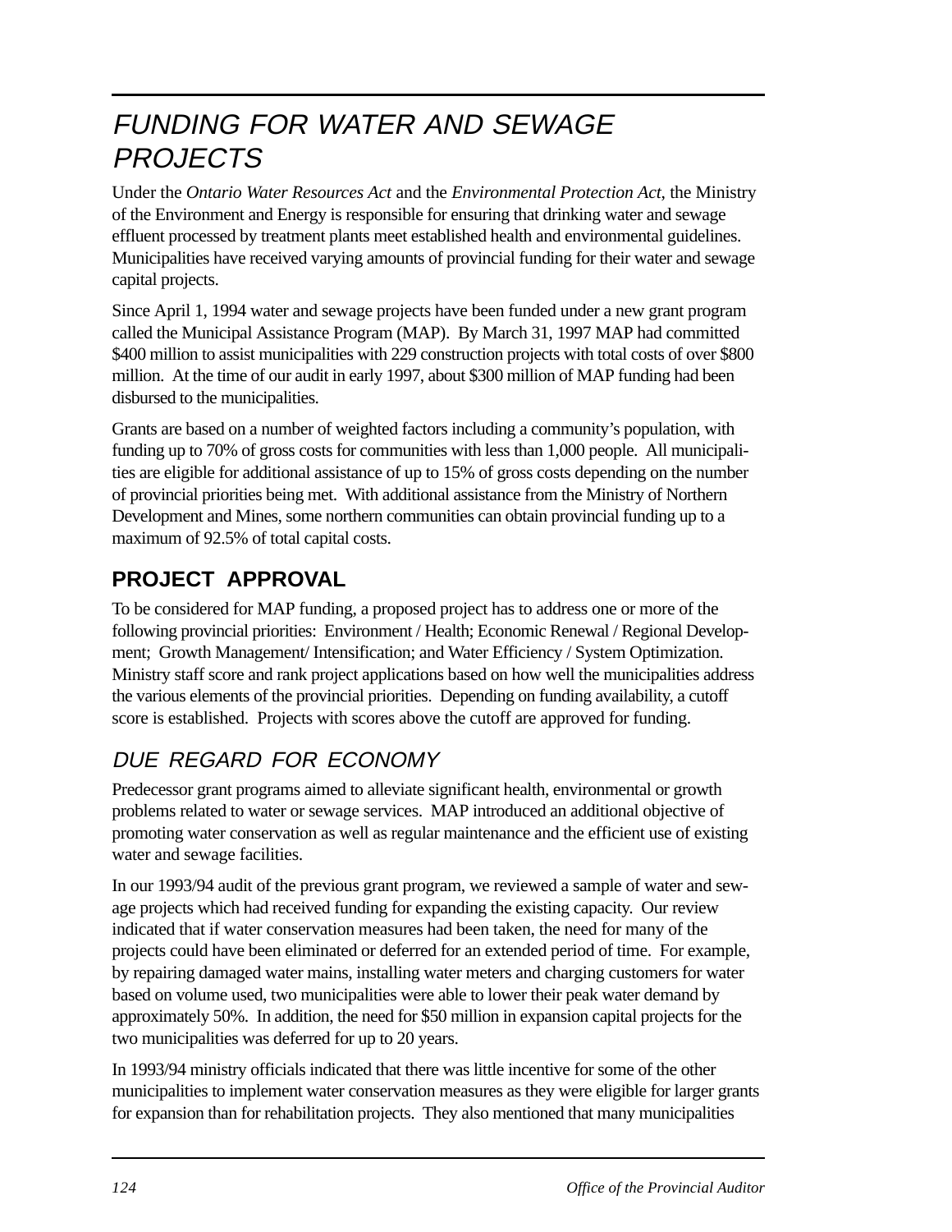## FUNDING FOR WATER AND SEWAGE PROJECTS

Under the *Ontario Water Resources Act* and the *Environmental Protection Act*, the Ministry of the Environment and Energy is responsible for ensuring that drinking water and sewage effluent processed by treatment plants meet established health and environmental guidelines. Municipalities have received varying amounts of provincial funding for their water and sewage capital projects.

Since April 1, 1994 water and sewage projects have been funded under a new grant program called the Municipal Assistance Program (MAP). By March 31, 1997 MAP had committed $400 million to assist municipalities with 229 construction projects with total costs of over $800 million. At the time of our audit in early 1997, about $300 million of MAP funding had been disbursed to the municipalities.

Grants are based on a number of weighted factors including a community's population, with funding up to 70% of gross costs for communities with less than 1,000 people. All municipalities are eligible for additional assistance of up to 15% of gross costs depending on the number of provincial priorities being met. With additional assistance from the Ministry of Northern Development and Mines, some northern communities can obtain provincial funding up to a maximum of 92.5% of total capital costs.

### PROJECT APPROVAL

To be considered for MAP funding, a proposed project has to address one or more of the following provincial priorities: Environment / Health; Economic Renewal / Regional Development; Growth Management/ Intensification; and Water Efficiency / System Optimization. Ministry staff score and rank project applications based on how well the municipalities address the various elements of the provincial priorities. Depending on funding availability, a cutoff score is established. Projects with scores above the cutoff are approved for funding.

#### DUE REGARD FOR ECONOMY

Predecessor grant programs aimed to alleviate significant health, environmental or growth problems related to water or sewage services. MAP introduced an additional objective of promoting water conservation as well as regular maintenance and the efficient use of existing water and sewage facilities.

In our 1993/94 audit of the previous grant program, we reviewed a sample of water and sewage projects which had received funding for expanding the existing capacity. Our review indicated that if water conservation measures had been taken, the need for many of the projects could have been eliminated or deferred for an extended period of time. For example, by repairing damaged water mains, installing water meters and charging customers for water based on volume used, two municipalities were able to lower their peak water demand by approximately 50%. In addition, the need for $50 million in expansion capital projects for the two municipalities was deferred for up to 20 years.

In 1993/94 ministry officials indicated that there was little incentive for some of the other municipalities to implement water conservation measures as they were eligible for larger grants for expansion than for rehabilitation projects. They also mentioned that many municipalities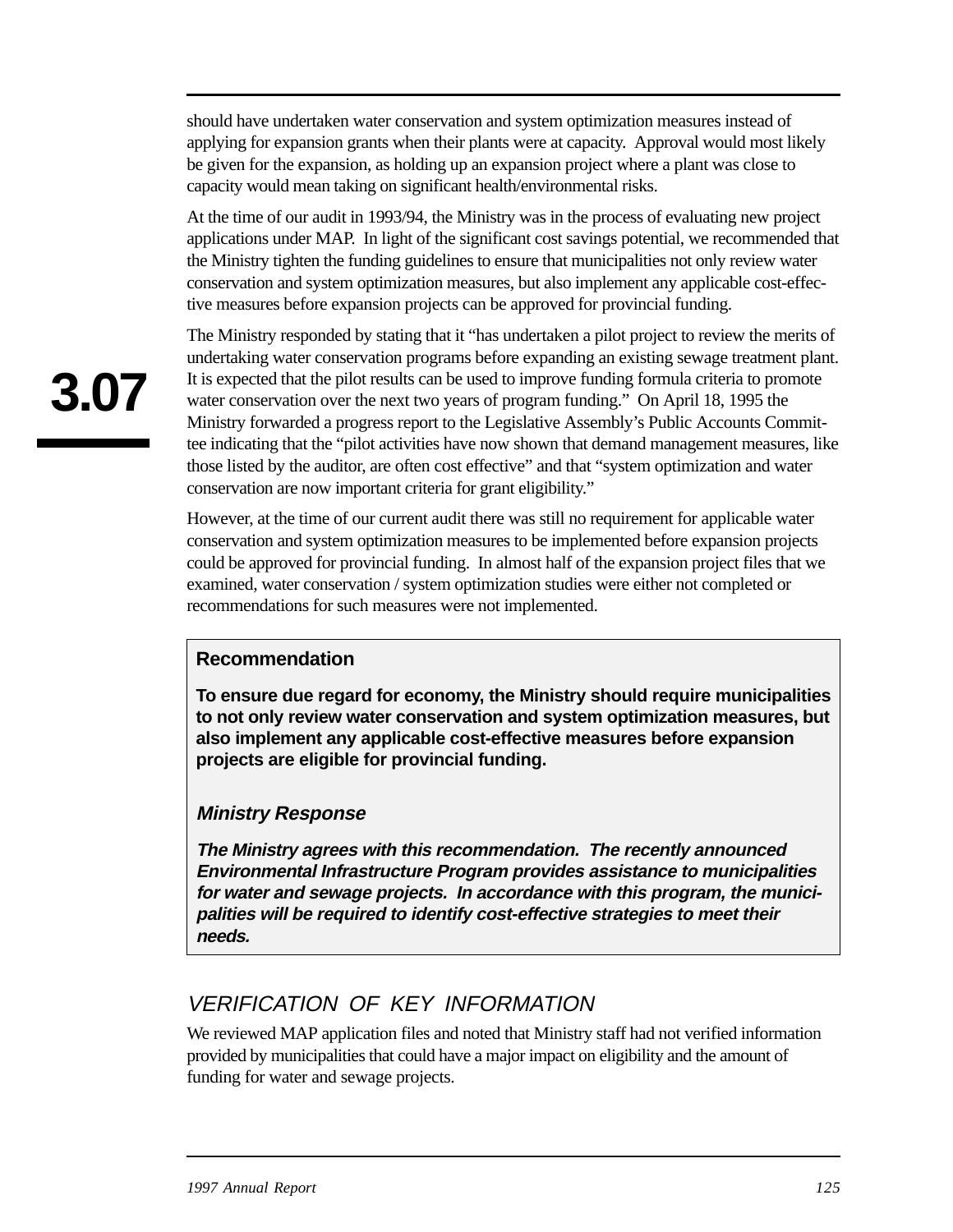should have undertaken water conservation and system optimization measures instead of applying for expansion grants when their plants were at capacity. Approval would most likely be given for the expansion, as holding up an expansion project where a plant was close to capacity would mean taking on significant health/environmental risks.

At the time of our audit in 1993/94, the Ministry was in the process of evaluating new project applications under MAP. In light of the significant cost savings potential, we recommended that the Ministry tighten the funding guidelines to ensure that municipalities not only review water conservation and system optimization measures, but also implement any applicable cost-effective measures before expansion projects can be approved for provincial funding.

The Ministry responded by stating that it “has undertaken a pilot project to review the merits of undertaking water conservation programs before expanding an existing sewage treatment plant. It is expected that the pilot results can be used to improve funding formula criteria to promote water conservation over the next two years of program funding.” On April 18, 1995 the Ministry forwarded a progress report to the Legislative Assembly’s Public Accounts Committee indicating that the “pilot activities have now shown that demand management measures, like those listed by the auditor, are often cost effective” and that “system optimization and water conservation are now important criteria for grant eligibility.”

However, at the time of our current audit there was still no requirement for applicable water conservation and system optimization measures to be implemented before expansion projects could be approved for provincial funding. In almost half of the expansion project files that we examined, water conservation / system optimization studies were either not completed or recommendations for such measures were not implemented.

### Recommendation

**To ensure due regard for economy, the Ministry should require municipalities to not only review water conservation and system optimization measures, but also implement any applicable cost-effective measures before expansion projects are eligible for provincial funding.**

#### *Ministry Response*

***The Ministry agrees with this recommendation. The recently announced Environmental Infrastructure Program provides assistance to municipalities for water and sewage projects. In accordance with this program, the municipalities will be required to identify cost-effective strategies to meet their needs.***

## *VERIFICATION OF KEY INFORMATION*

We reviewed MAP application files and noted that Ministry staff had not verified information provided by municipalities that could have a major impact on eligibility and the amount of funding for water and sewage projects.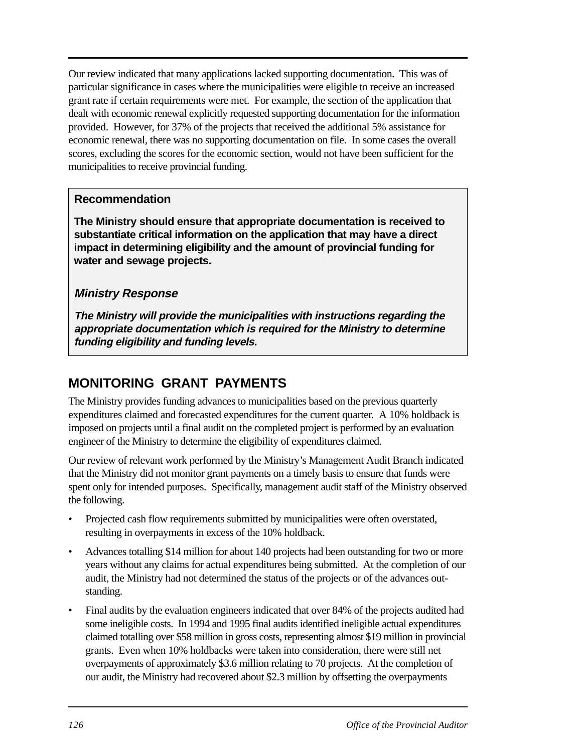Our review indicated that many applications lacked supporting documentation. This was of particular significance in cases where the municipalities were eligible to receive an increased grant rate if certain requirements were met. For example, the section of the application that dealt with economic renewal explicitly requested supporting documentation for the information provided. However, for 37% of the projects that received the additional 5% assistance for economic renewal, there was no supporting documentation on file. In some cases the overall scores, excluding the scores for the economic section, would not have been sufficient for the municipalities to receive provincial funding.

**Recommendation**

**The Ministry should ensure that appropriate documentation is received to substantiate critical information on the application that may have a direct impact in determining eligibility and the amount of provincial funding for water and sewage projects.**

***Ministry Response***

***The Ministry will provide the municipalities with instructions regarding the appropriate documentation which is required for the Ministry to determine funding eligibility and funding levels.***

## MONITORING GRANT PAYMENTS

The Ministry provides funding advances to municipalities based on the previous quarterly expenditures claimed and forecasted expenditures for the current quarter. A 10% holdback is imposed on projects until a final audit on the completed project is performed by an evaluation engineer of the Ministry to determine the eligibility of expenditures claimed.

Our review of relevant work performed by the Ministry's Management Audit Branch indicated that the Ministry did not monitor grant payments on a timely basis to ensure that funds were spent only for intended purposes. Specifically, management audit staff of the Ministry observed the following.

- Projected cash flow requirements submitted by municipalities were often overstated, resulting in overpayments in excess of the 10% holdback.
- Advances totalling $14 million for about 140 projects had been outstanding for two or more years without any claims for actual expenditures being submitted. At the completion of our audit, the Ministry had not determined the status of the projects or of the advances outstanding.
- Final audits by the evaluation engineers indicated that over 84% of the projects audited had some ineligible costs. In 1994 and 1995 final audits identified ineligible actual expenditures claimed totalling over $58 million in gross costs, representing almost $19 million in provincial grants. Even when 10% holdbacks were taken into consideration, there were still net overpayments of approximately $3.6 million relating to 70 projects. At the completion of our audit, the Ministry had recovered about $2.3 million by offsetting the overpayments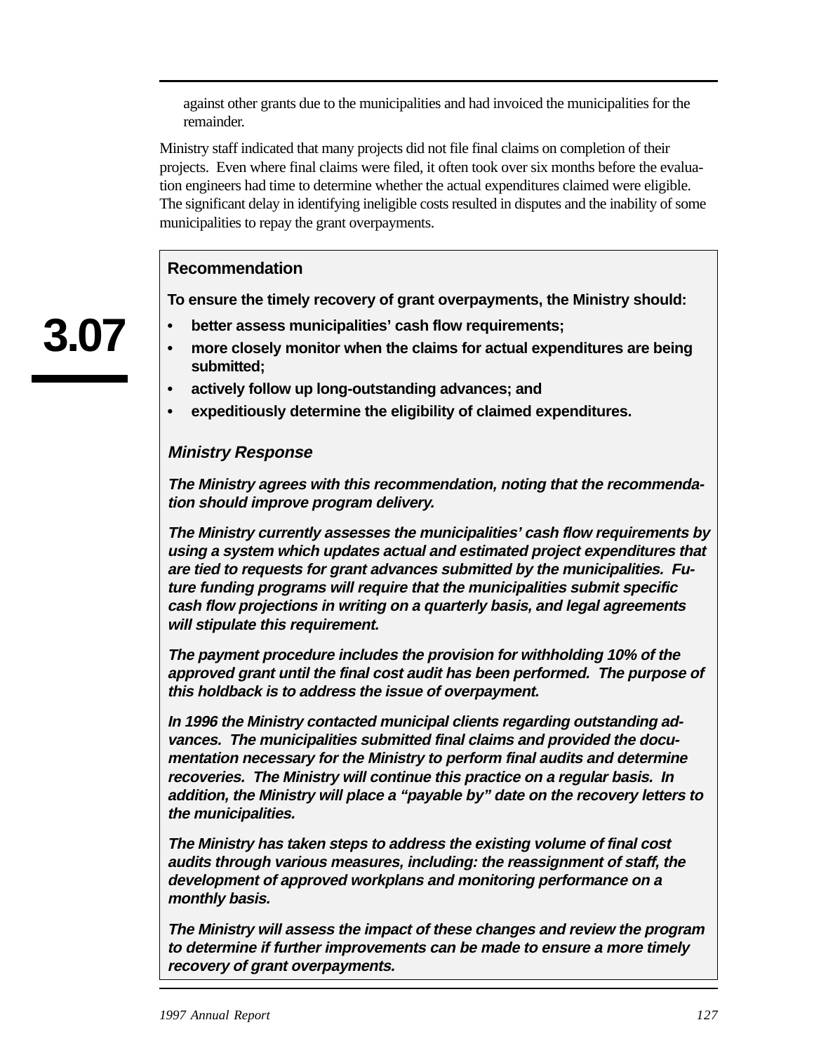against other grants due to the municipalities and had invoiced the municipalities for the remainder.

Ministry staff indicated that many projects did not file final claims on completion of their projects. Even where final claims were filed, it often took over six months before the evaluation engineers had time to determine whether the actual expenditures claimed were eligible. The significant delay in identifying ineligible costs resulted in disputes and the inability of some municipalities to repay the grant overpayments.

### Recommendation

**To ensure the timely recovery of grant overpayments, the Ministry should:**

- **better assess municipalities' cash flow requirements;**
- **more closely monitor when the claims for actual expenditures are being submitted;**
- **actively follow up long-outstanding advances; and**
- **expeditiously determine the eligibility of claimed expenditures.**

### *Ministry Response*

***The Ministry agrees with this recommendation, noting that the recommendation should improve program delivery.***

***The Ministry currently assesses the municipalities' cash flow requirements by using a system which updates actual and estimated project expenditures that are tied to requests for grant advances submitted by the municipalities. Future funding programs will require that the municipalities submit specific cash flow projections in writing on a quarterly basis, and legal agreements will stipulate this requirement.***

***The payment procedure includes the provision for withholding 10% of the approved grant until the final cost audit has been performed. The purpose of this holdback is to address the issue of overpayment.***

***In 1996 the Ministry contacted municipal clients regarding outstanding advances. The municipalities submitted final claims and provided the documentation necessary for the Ministry to perform final audits and determine recoveries. The Ministry will continue this practice on a regular basis. In addition, the Ministry will place a "payable by" date on the recovery letters to the municipalities.***

***The Ministry has taken steps to address the existing volume of final cost audits through various measures, including: the reassignment of staff, the development of approved workplans and monitoring performance on a monthly basis.***

***The Ministry will assess the impact of these changes and review the program to determine if further improvements can be made to ensure a more timely recovery of grant overpayments.***